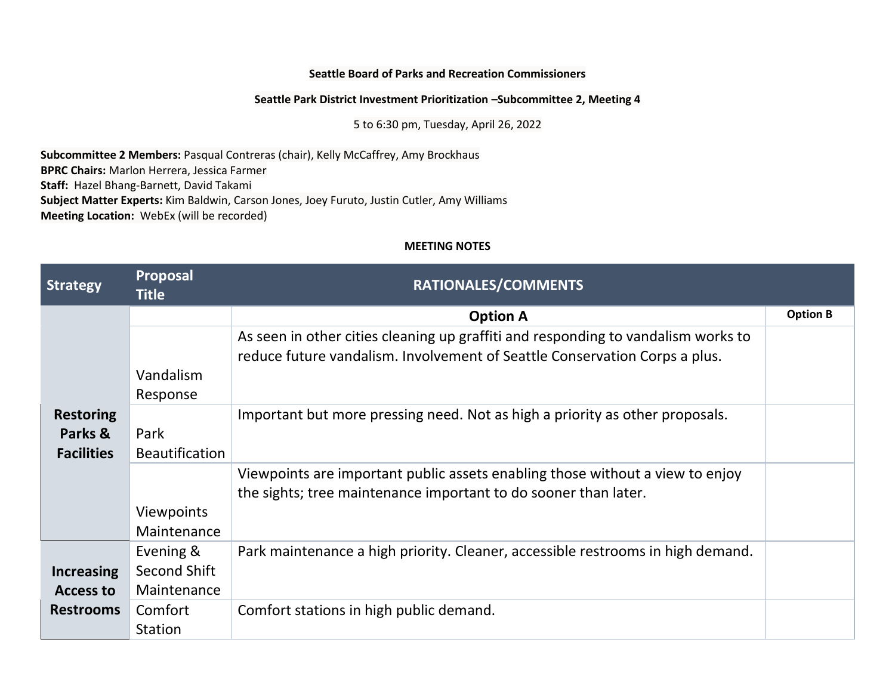**Seattle Board of Parks and Recreation Commissioners**

**Seattle Park District Investment Prioritization –Subcommittee 2, Meeting 4**

5 to 6:30 pm, Tuesday, April 26, 2022

**Subcommittee 2 Members:** Pasqual Contreras (chair), Kelly McCaffrey, Amy Brockhaus
**BPRC Chairs:** Marlon Herrera, Jessica Farmer
**Staff:** Hazel Bhang-Barnett, David Takami
**Subject Matter Experts:** Kim Baldwin, Carson Jones, Joey Furuto, Justin Cutler, Amy Williams
**Meeting Location:** WebEx (will be recorded)

**MEETING NOTES**

| Strategy | Proposal Title | RATIONALES/COMMENTS | |
|---|---|---|---|
| | | **Option A** | **Option B** |
| **Restoring Parks & Facilities** | Vandalism Response | As seen in other cities cleaning up graffiti and responding to vandalism works to reduce future vandalism. Involvement of Seattle Conservation Corps a plus. | |
| | Park Beautification | Important but more pressing need. Not as high a priority as other proposals. | |
| | Viewpoints Maintenance | Viewpoints are important public assets enabling those without a view to enjoy the sights; tree maintenance important to do sooner than later. | |
| **Increasing Access to Restrooms** | Evening & Second Shift Maintenance | Park maintenance a high priority. Cleaner, accessible restrooms in high demand. | |
| | Comfort Station | Comfort stations in high public demand. | |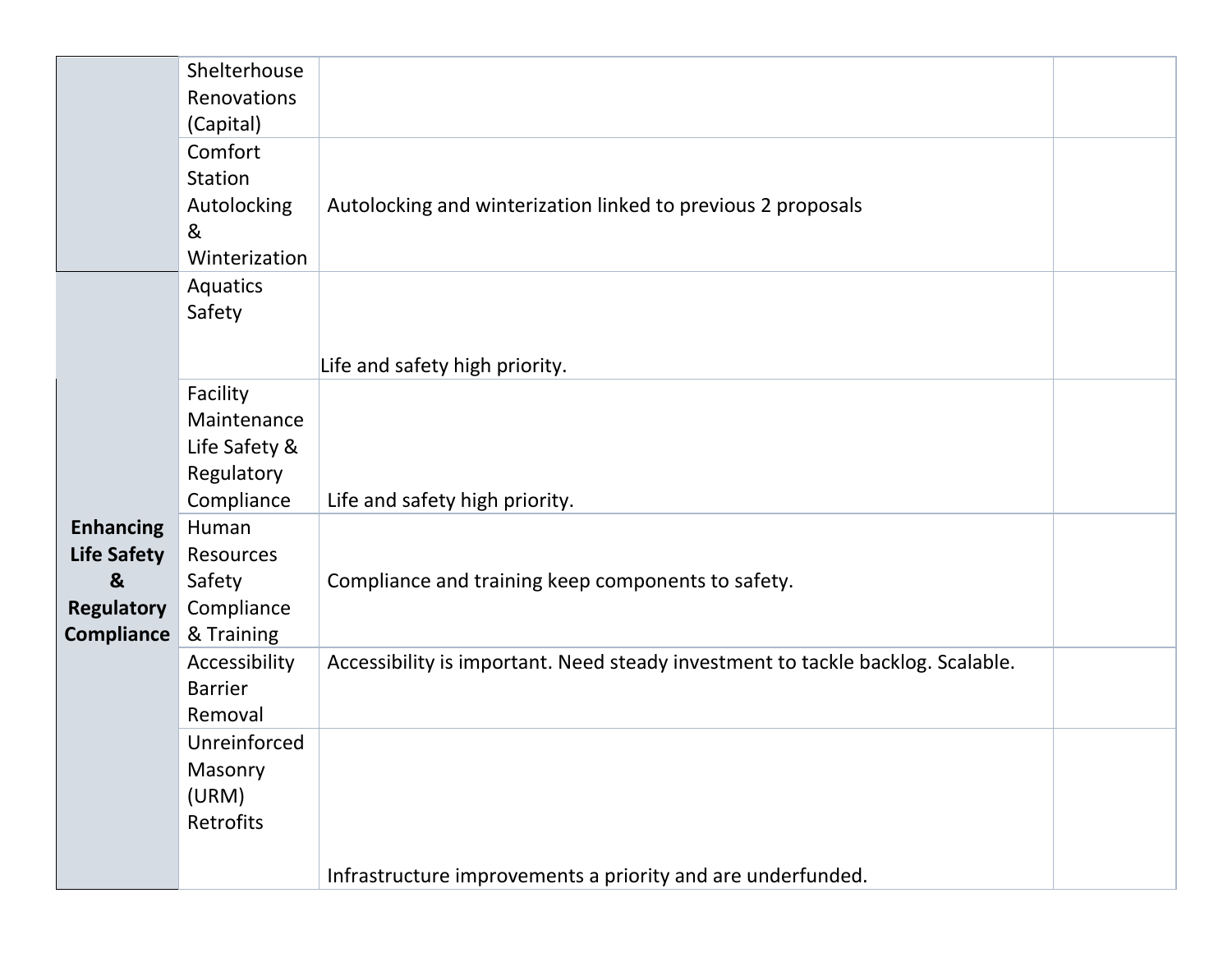| | | | |
|---|---|---|---|
| | Shelterhouse Renovations (Capital) | | |
| | Comfort Station Autolocking & Winterization | Autolocking and winterization linked to previous 2 proposals | |
| | Aquatics Safety | Life and safety high priority. | |
| **Enhancing Life Safety & Regulatory Compliance** | Facility Maintenance Life Safety & Regulatory Compliance | Life and safety high priority. | |
| | Human Resources Safety Compliance & Training | Compliance and training keep components to safety. | |
| | Accessibility Barrier Removal | Accessibility is important. Need steady investment to tackle backlog. Scalable. | |
| | Unreinforced Masonry (URM) Retrofits | Infrastructure improvements a priority and are underfunded. | |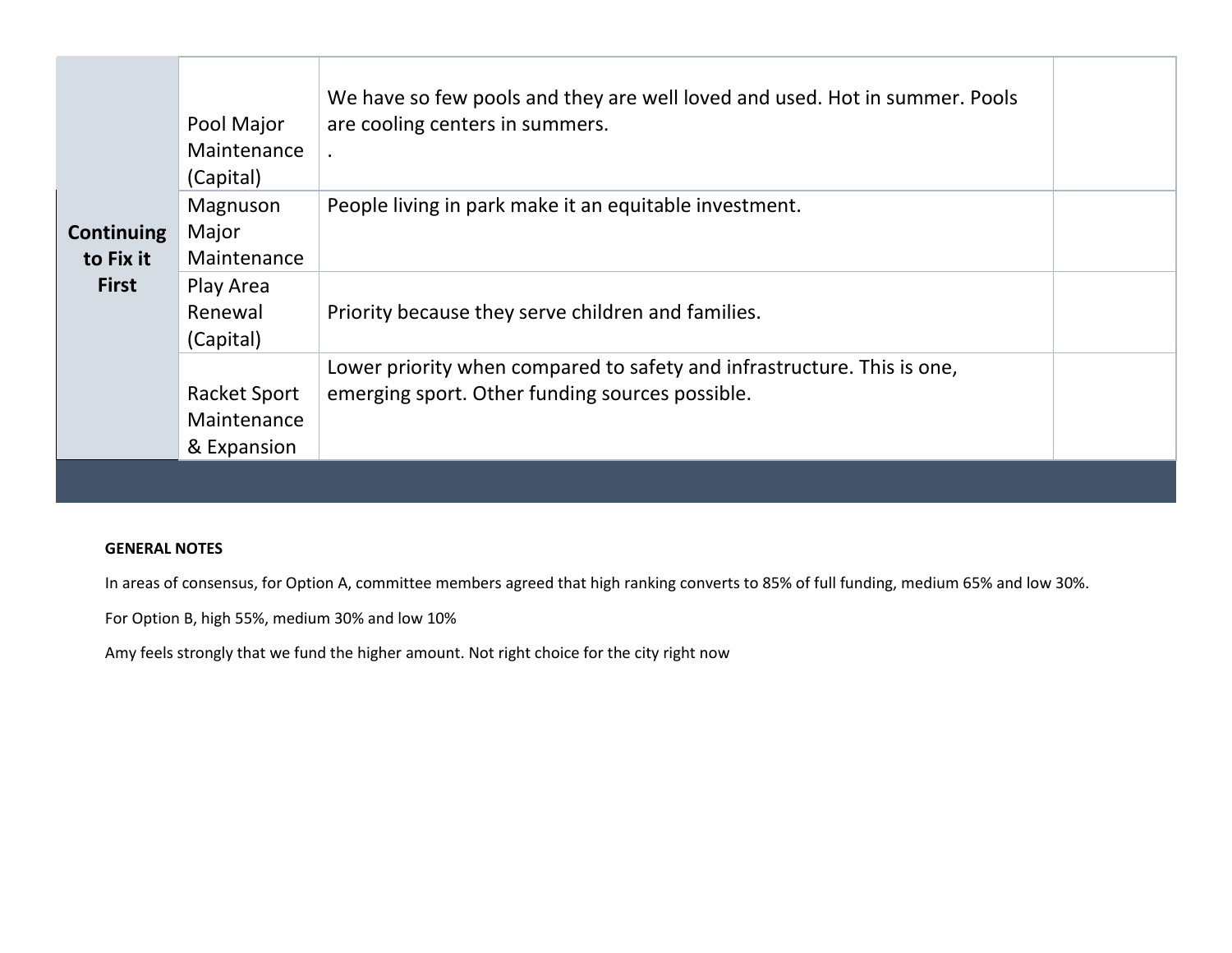| | | | |
|---|---|---|---|
| Continuing to Fix it First | Pool Major Maintenance (Capital) | We have so few pools and they are well loved and used. Hot in summer. Pools are cooling centers in summers.<br>. | |
| | Magnuson Major Maintenance | People living in park make it an equitable investment. | |
| | Play Area Renewal (Capital) | Priority because they serve children and families. | |
| | Racket Sport Maintenance & Expansion | Lower priority when compared to safety and infrastructure. This is one, emerging sport. Other funding sources possible. | |

**GENERAL NOTES**

In areas of consensus, for Option A, committee members agreed that high ranking converts to 85% of full funding, medium 65% and low 30%.

For Option B, high 55%, medium 30% and low 10%

Amy feels strongly that we fund the higher amount. Not right choice for the city right now